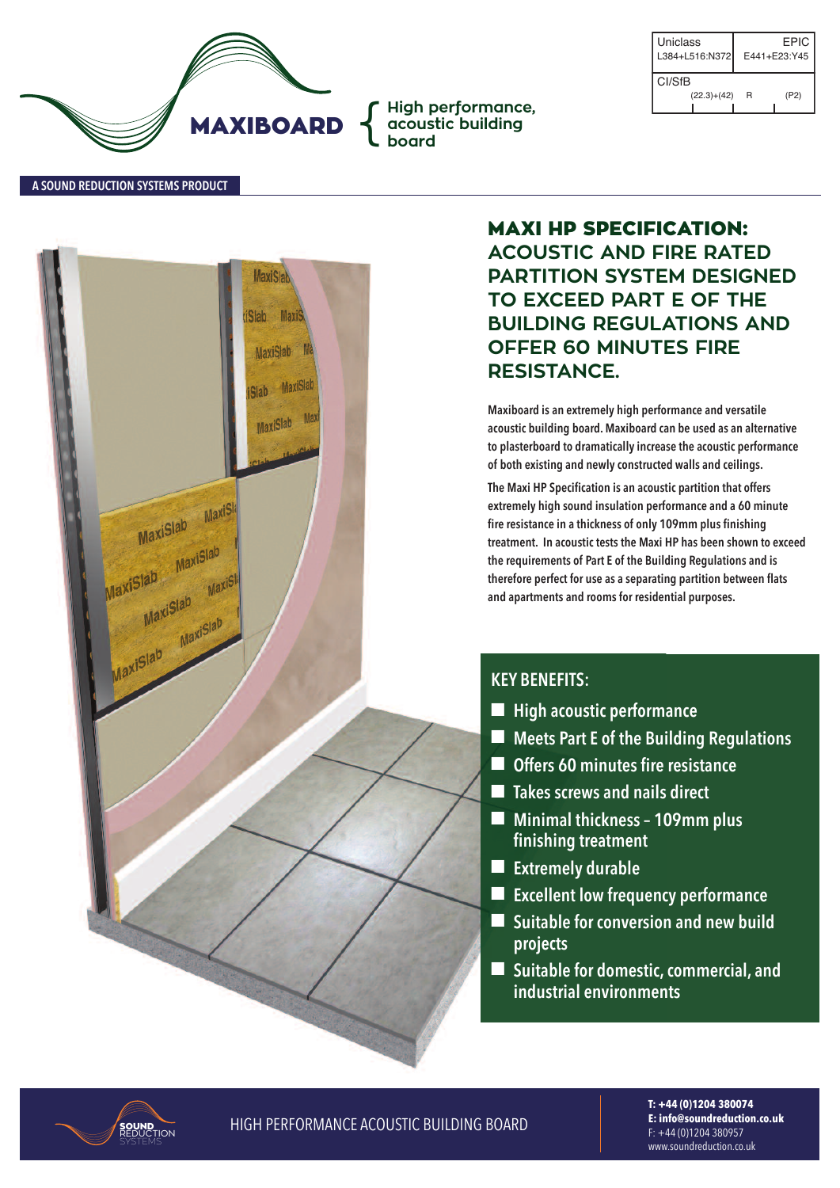| Uniclass | EPIC |
| --- | --- |
| L384+L516:N372 | E441+E23:Y45 |
| CI/SfB | |
| (22.3)+(42) R (P2) | |

# MAXIBOARD

High performance, acoustic building board

**A SOUND REDUCTION SYSTEMS PRODUCT**

## MAXI HP SPECIFICATION: ACOUSTIC AND FIRE RATED PARTITION SYSTEM DESIGNED TO EXCEED PART E OF THE BUILDING REGULATIONS AND OFFER 60 MINUTES FIRE RESISTANCE.

**Maxiboard is an extremely high performance and versatile acoustic building board. Maxiboard can be used as an alternative to plasterboard to dramatically increase the acoustic performance of both existing and newly constructed walls and ceilings.**

**The Maxi HP Specification is an acoustic partition that offers extremely high sound insulation performance and a 60 minute fire resistance in a thickness of only 109mm plus finishing treatment. In acoustic tests the Maxi HP has been shown to exceed the requirements of Part E of the Building Regulations and is therefore perfect for use as a separating partition between flats and apartments and rooms for residential purposes.**

### KEY BENEFITS:

- High acoustic performance
- Meets Part E of the Building Regulations
- Offers 60 minutes fire resistance
- Takes screws and nails direct
- Minimal thickness – 109mm plus finishing treatment
- Extremely durable
- Excellent low frequency performance
- Suitable for conversion and new build projects
- Suitable for domestic, commercial, and industrial environments

SOUND REDUCTION SYSTEMS

HIGH PERFORMANCE ACOUSTIC BUILDING BOARD

**T: +44 (0)1204 380074**
**E: info@soundreduction.co.uk**
F: +44 (0)1204 380957
www.soundreduction.co.uk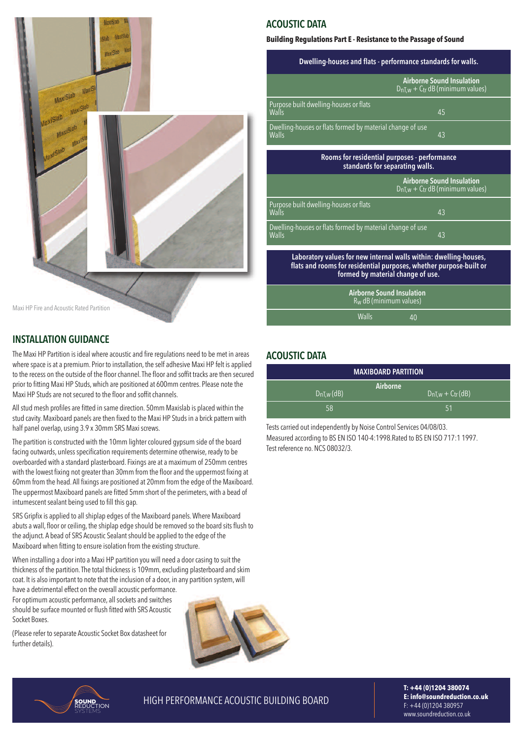Maxi HP Fire and Acoustic Rated Partition

## INSTALLATION GUIDANCE

The Maxi HP Partition is ideal where acoustic and fire regulations need to be met in areas where space is at a premium. Prior to installation, the self adhesive Maxi HP felt is applied to the recess on the outside of the floor channel. The floor and soffit tracks are then secured prior to fitting Maxi HP Studs, which are positioned at 600mm centres. Please note the Maxi HP Studs are not secured to the floor and soffit channels.

All stud mesh profiles are fitted in same direction. 50mm Maxislab is placed within the stud cavity. Maxiboard panels are then fixed to the Maxi HP Studs in a brick pattern with half panel overlap, using 3.9 x 30mm SRS Maxi screws.

The partition is constructed with the 10mm lighter coloured gypsum side of the board facing outwards, unless specification requirements determine otherwise, ready to be overboarded with a standard plasterboard. Fixings are at a maximum of 250mm centres with the lowest fixing not greater than 30mm from the floor and the uppermost fixing at 60mm from the head. All fixings are positioned at 20mm from the edge of the Maxiboard. The uppermost Maxiboard panels are fitted 5mm short of the perimeters, with a bead of intumescent sealant being used to fill this gap.

SRS Gripfix is applied to all shiplap edges of the Maxiboard panels. Where Maxiboard abuts a wall, floor or ceiling, the shiplap edge should be removed so the board sits flush to the adjunct. A bead of SRS Acoustic Sealant should be applied to the edge of the Maxiboard when fitting to ensure isolation from the existing structure.

When installing a door into a Maxi HP partition you will need a door casing to suit the thickness of the partition. The total thickness is 109mm, excluding plasterboard and skim coat. It is also important to note that the inclusion of a door, in any partition system, will have a detrimental effect on the overall acoustic performance.

For optimum acoustic performance, all sockets and switches should be surface mounted or flush fitted with SRS Acoustic Socket Boxes.

(Please refer to separate Acoustic Socket Box datasheet for further details).

## ACOUSTIC DATA

**Building Regulations Part E - Resistance to the Passage of Sound**

| Dwelling-houses and flats - performance standards for walls. | |
|---|---|
| | **Airborne Sound Insulation** $D_{nT,w} + C_{tr}$ dB (minimum values) |
| Purpose built dwelling-houses or flats<br>Walls | 45 |
| Dwelling-houses or flats formed by material change of use<br>Walls | 43 |

| Rooms for residential purposes - performance standards for separating walls. | |
|---|---|
| | **Airborne Sound Insulation** $D_{nT,w} + C_{tr}$ dB (minimum values) |
| Purpose built dwelling-houses or flats<br>Walls | 43 |
| Dwelling-houses or flats formed by material change of use<br>Walls | 43 |

| Laboratory values for new internal walls within: dwelling-houses, flats and rooms for residential purposes, whether purpose-built or formed by material change of use. | |
|---|---|
| **Airborne Sound Insulation** $R_w$ dB (minimum values) | |
| Walls | 40 |

## ACOUSTIC DATA

| MAXIBOARD PARTITION | |
|---|---|
| **Airborne** | |
| $D_{nT,w}$ (dB) | $D_{nT,w} + C_{tr}$ (dB) |
| 58 | 51 |

Tests carried out independently by Noise Control Services 04/08/03.
Measured according to BS EN ISO 140-4:1998.Rated to BS EN ISO 717:1 1997.
Test reference no. NCS 08032/3.

SOUND REDUCTION SYSTEMS

HIGH PERFORMANCE ACOUSTIC BUILDING BOARD

**T: +44 (0)1204 380074**
**E: info@soundreduction.co.uk**
F: +44 (0)1204 380957
www.soundreduction.co.uk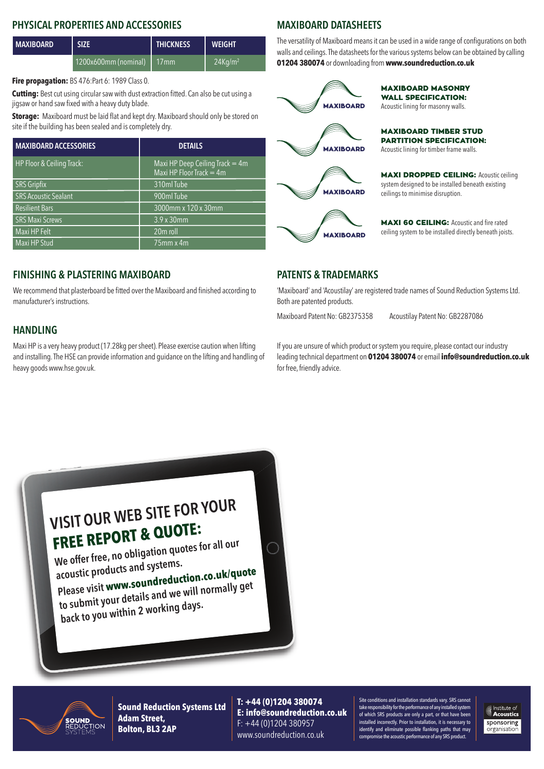## PHYSICAL PROPERTIES AND ACCESSORIES

| MAXIBOARD | SIZE | THICKNESS | WEIGHT |
|---|---|---|---|
| | 1200x600mm (nominal) | 17mm | 24Kg/m$^2$ |

**Fire propagation:** BS 476:Part 6: 1989 Class 0.

**Cutting:** Best cut using circular saw with dust extraction fitted. Can also be cut using a jigsaw or hand saw fixed with a heavy duty blade.

**Storage:** Maxiboard must be laid flat and kept dry. Maxiboard should only be stored on site if the building has been sealed and is completely dry.

| MAXIBOARD ACCESSORIES | DETAILS |
|---|---|
| HP Floor & Ceiling Track: | Maxi HP Deep Ceiling Track = 4m<br>Maxi HP Floor Track = 4m |
| SRS Gripfix | 310ml Tube |
| SRS Acoustic Sealant | 900ml Tube |
| Resilient Bars | 3000mm x 120 x 30mm |
| SRS Maxi Screws | 3.9 x 30mm |
| Maxi HP Felt | 20m roll |
| Maxi HP Stud | 75mm x 4m |

## FINISHING & PLASTERING MAXIBOARD

We recommend that plasterboard be fitted over the Maxiboard and finished according to manufacturer's instructions.

## HANDLING

Maxi HP is a very heavy product (17.28kg per sheet). Please exercise caution when lifting and installing. The HSE can provide information and guidance on the lifting and handling of heavy goods www.hse.gov.uk.

## MAXIBOARD DATASHEETS

The versatility of Maxiboard means it can be used in a wide range of configurations on both walls and ceilings. The datasheets for the various systems below can be obtained by calling **01204 380074** or downloading from **www.soundreduction.co.uk**

MAXIBOARD

**MAXIBOARD MASONRY WALL SPECIFICATION:** Acoustic lining for masonry walls.

MAXIBOARD

**MAXIBOARD TIMBER STUD PARTITION SPECIFICATION:** Acoustic lining for timber frame walls.

MAXIBOARD

**MAXI DROPPED CEILING:** Acoustic ceiling system designed to be installed beneath existing ceilings to minimise disruption.

MAXIBOARD

**MAXI 60 CEILING:** Acoustic and fire rated ceiling system to be installed directly beneath joists.

## PATENTS & TRADEMARKS

'Maxiboard' and 'Acoustilay' are registered trade names of Sound Reduction Systems Ltd. Both are patented products.

Maxiboard Patent No: GB2375358 Acoustilay Patent No: GB2287086

If you are unsure of which product or system you require, please contact our industry leading technical department on **01204 380074** or email **info@soundreduction.co.uk** for free, friendly advice.

## VISIT OUR WEB SITE FOR YOUR FREE REPORT & QUOTE:

We offer free, no obligation quotes for all our acoustic products and systems.
Please visit **www.soundreduction.co.uk/quote** to submit your details and we will normally get back to you within 2 working days.

SOUND REDUCTION SYSTEMS

**Sound Reduction Systems Ltd**
**Adam Street,**
**Bolton, BL3 2AP**

**T: +44 (0)1204 380074**
**E: info@soundreduction.co.uk**
F: +44 (0)1204 380957
www.soundreduction.co.uk

Site conditions and installation standards vary. SRS cannot take responsibility for the performance of any installed system of which SRS products are only a part, or that have been installed incorrectly. Prior to installation, it is necessary to identify and eliminate possible flanking paths that may compromise the acoustic performance of any SRS product.

Institute of Acoustics sponsoring organisation